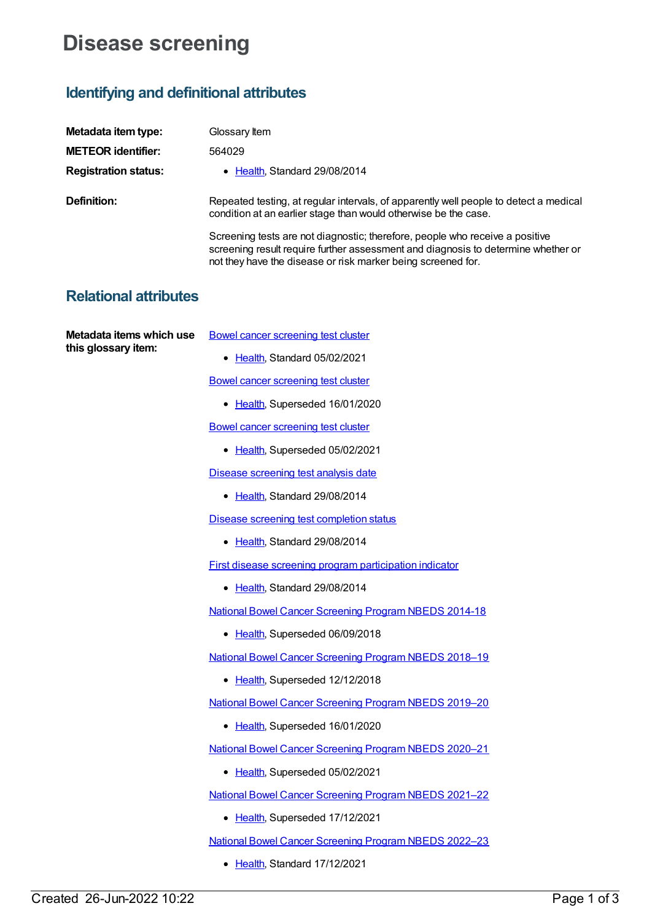# Disease screening

## Identifying and definitional attributes

**Metadata item type:** Glossary Item

**METEOR identifier:** 564029

**Registration status:**

- Health, Standard 29/08/2014

**Definition:**

Repeated testing, at regular intervals, of apparently well people to detect a medical condition at an earlier stage than would otherwise be the case.

Screening tests are not diagnostic; therefore, people who receive a positive screening result require further assessment and diagnosis to determine whether or not they have the disease or risk marker being screened for.

## Relational attributes

**Metadata items which use this glossary item:**

Bowel cancer screening test cluster

- Health, Standard 05/02/2021

Bowel cancer screening test cluster

- Health, Superseded 16/01/2020

Bowel cancer screening test cluster

- Health, Superseded 05/02/2021

Disease screening test analysis date

- Health, Standard 29/08/2014

Disease screening test completion status

- Health, Standard 29/08/2014

First disease screening program participation indicator

- Health, Standard 29/08/2014

National Bowel Cancer Screening Program NBEDS 2014-18

- Health, Superseded 06/09/2018

National Bowel Cancer Screening Program NBEDS 2018–19

- Health, Superseded 12/12/2018

National Bowel Cancer Screening Program NBEDS 2019–20

- Health, Superseded 16/01/2020

National Bowel Cancer Screening Program NBEDS 2020–21

- Health, Superseded 05/02/2021

National Bowel Cancer Screening Program NBEDS 2021–22

- Health, Superseded 17/12/2021

National Bowel Cancer Screening Program NBEDS 2022–23

- Health, Standard 17/12/2021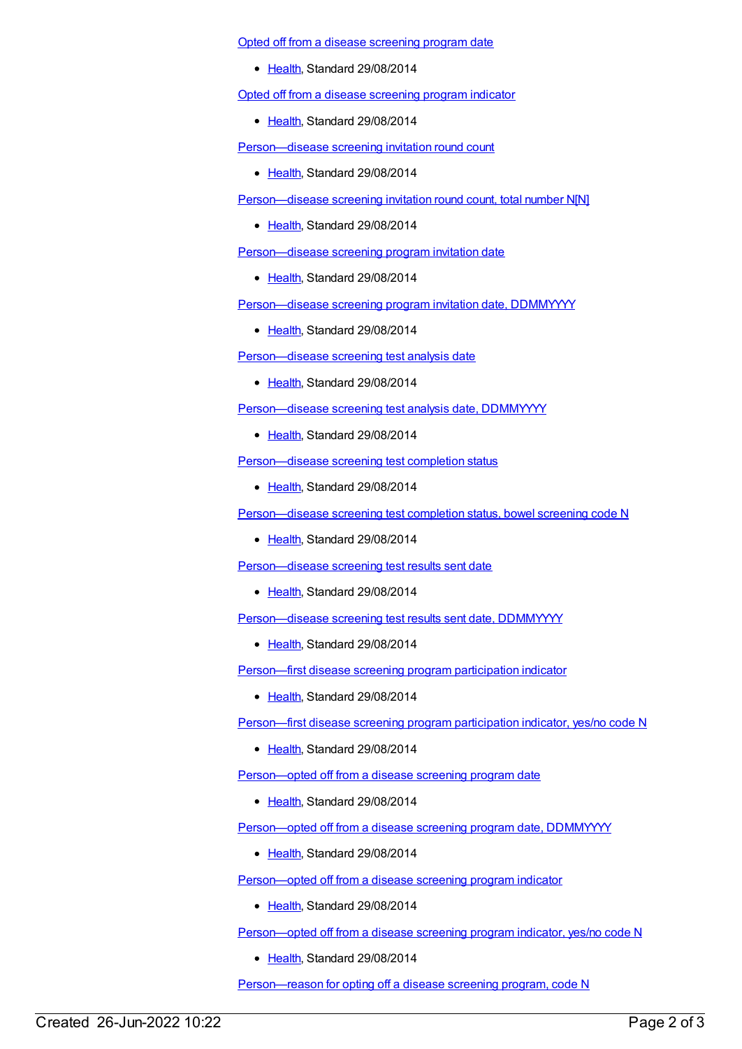Opted off from a disease screening program date

- Health, Standard 29/08/2014

Opted off from a disease screening program indicator

- Health, Standard 29/08/2014

Person—disease screening invitation round count

- Health, Standard 29/08/2014

Person—disease screening invitation round count, total number N[N]

- Health, Standard 29/08/2014

Person—disease screening program invitation date

- Health, Standard 29/08/2014

Person—disease screening program invitation date, DDMMYYYY

- Health, Standard 29/08/2014

Person—disease screening test analysis date

- Health, Standard 29/08/2014

Person—disease screening test analysis date, DDMMYYYY

- Health, Standard 29/08/2014

Person—disease screening test completion status

- Health, Standard 29/08/2014

Person—disease screening test completion status, bowel screening code N

- Health, Standard 29/08/2014

Person—disease screening test results sent date

- Health, Standard 29/08/2014

Person—disease screening test results sent date, DDMMYYYY

- Health, Standard 29/08/2014

Person—first disease screening program participation indicator

- Health, Standard 29/08/2014

Person—first disease screening program participation indicator, yes/no code N

- Health, Standard 29/08/2014

Person—opted off from a disease screening program date

- Health, Standard 29/08/2014

Person—opted off from a disease screening program date, DDMMYYYY

- Health, Standard 29/08/2014

Person—opted off from a disease screening program indicator

- Health, Standard 29/08/2014

Person—opted off from a disease screening program indicator, yes/no code N

- Health, Standard 29/08/2014

Person—reason for opting off a disease screening program, code N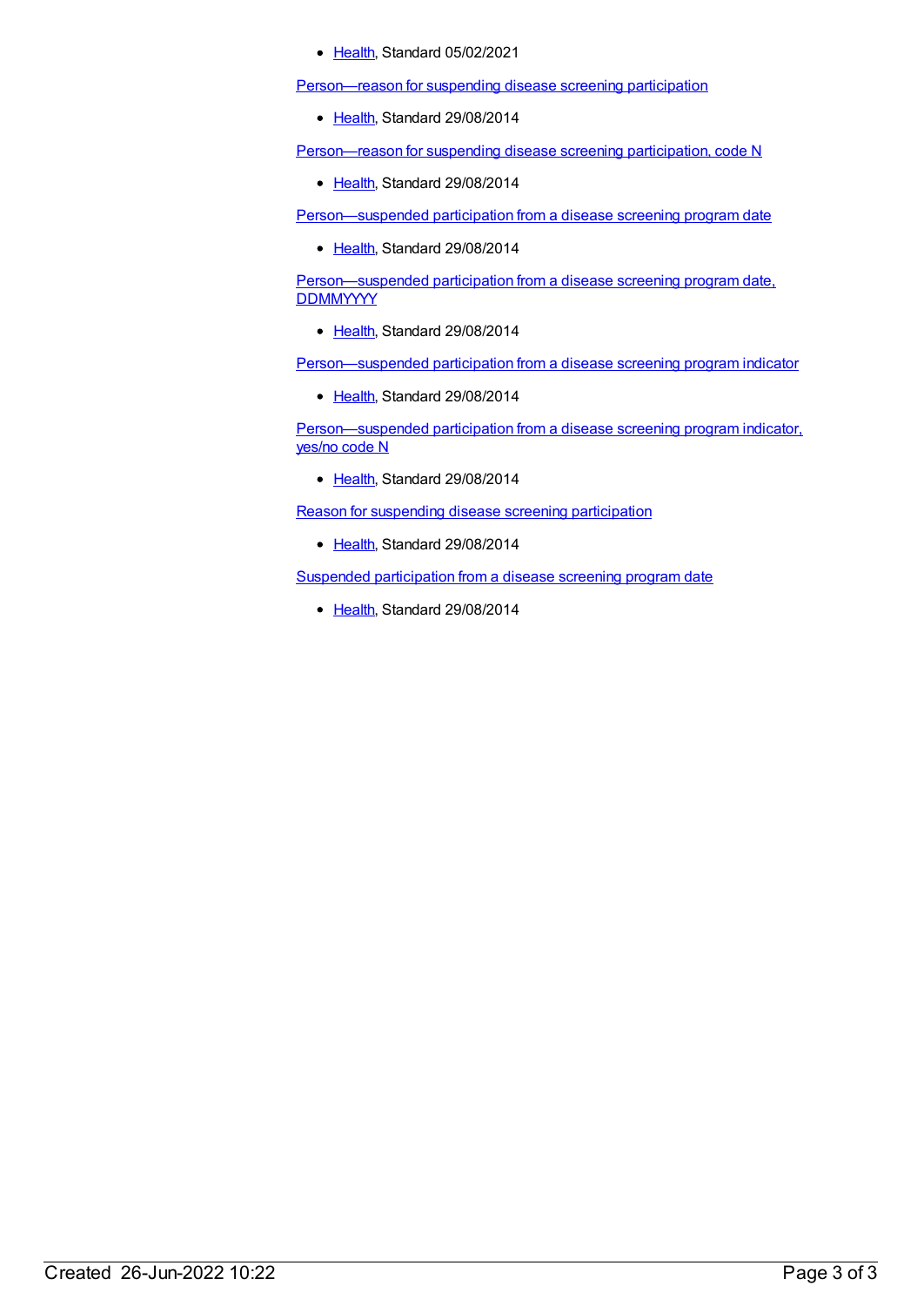- Health, Standard 05/02/2021

Person—reason for suspending disease screening participation

- Health, Standard 29/08/2014

Person—reason for suspending disease screening participation, code N

- Health, Standard 29/08/2014

Person—suspended participation from a disease screening program date

- Health, Standard 29/08/2014

Person—suspended participation from a disease screening program date, DDMMYYYY

- Health, Standard 29/08/2014

Person—suspended participation from a disease screening program indicator

- Health, Standard 29/08/2014

Person—suspended participation from a disease screening program indicator, yes/no code N

- Health, Standard 29/08/2014

Reason for suspending disease screening participation

- Health, Standard 29/08/2014

Suspended participation from a disease screening program date

- Health, Standard 29/08/2014